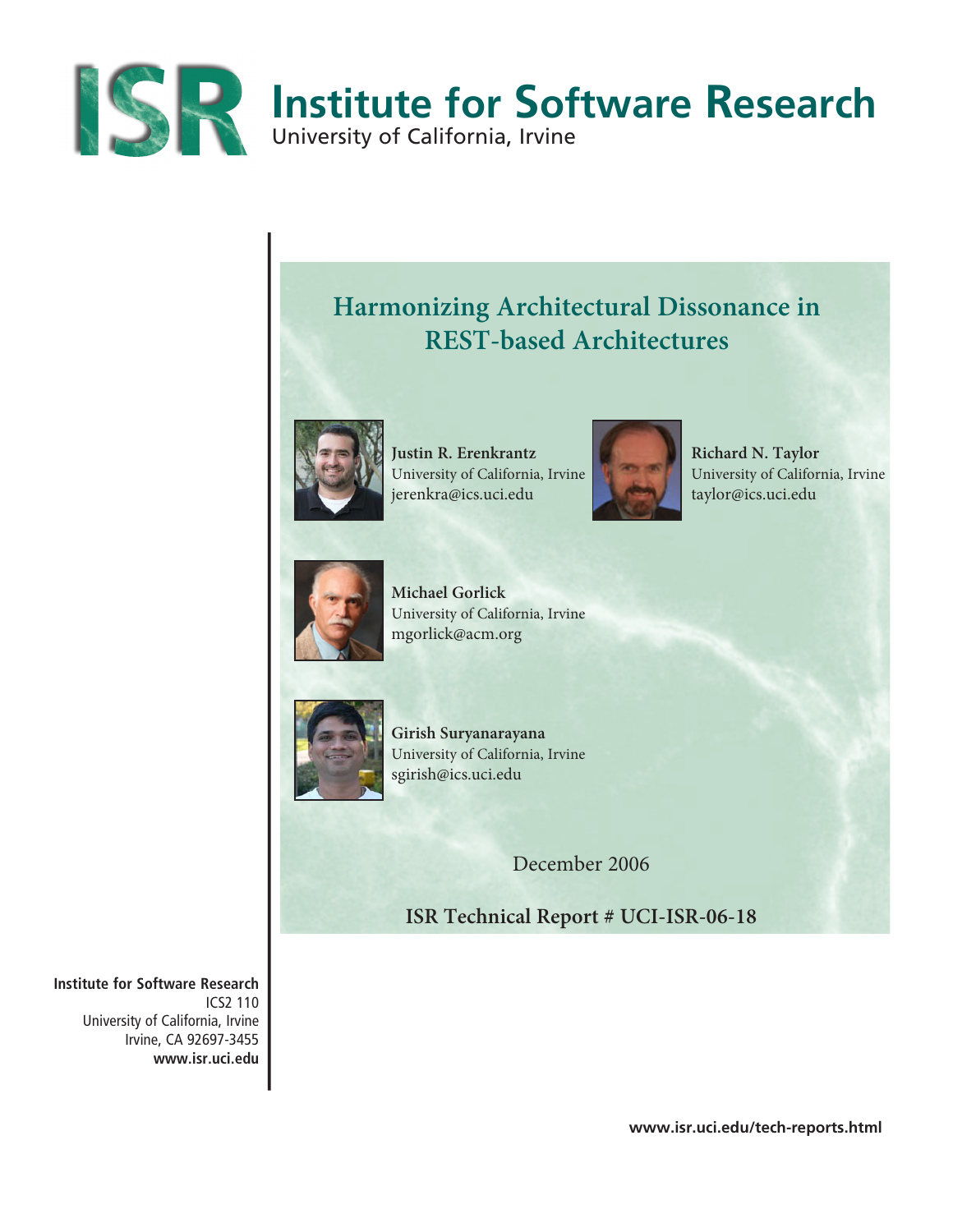# ISR Institute for Software Research

University of California, Irvine

## Harmonizing Architectural Dissonance in REST-based Architectures

**Justin R. Erenkrantz**
University of California, Irvine
jerenkra@ics.uci.edu

**Richard N. Taylor**
University of California, Irvine
taylor@ics.uci.edu

**Michael Gorlick**
University of California, Irvine
mgorlick@acm.org

**Girish Suryanarayana**
University of California, Irvine
sgirish@ics.uci.edu

December 2006

**ISR Technical Report # UCI-ISR-06-18**

**Institute for Software Research**
ICS2 110
University of California, Irvine
Irvine, CA 92697-3455
**www.isr.uci.edu**

**www.isr.uci.edu/tech-reports.html**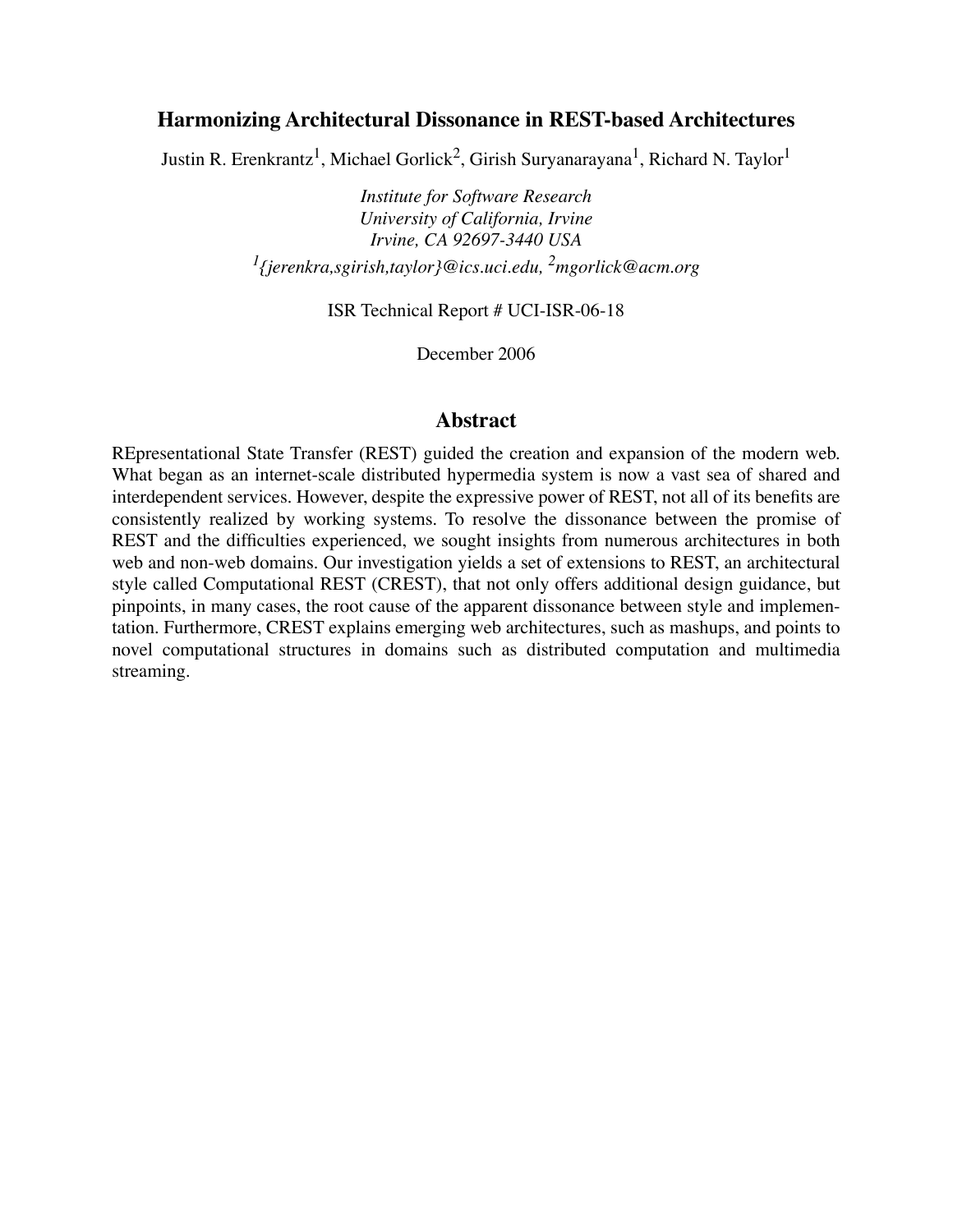## Harmonizing Architectural Dissonance in REST-based Architectures

Justin R. Erenkrantz[1], Michael Gorlick[2], Girish Suryanarayana[1], Richard N. Taylor[1]

*Institute for Software Research*
*University of California, Irvine*
*Irvine, CA 92697-3440 USA*
*[1]{jerenkra,sgirish,taylor}@ics.uci.edu, [2]mgorlick@acm.org*

ISR Technical Report # UCI-ISR-06-18

December 2006

## Abstract

REpresentational State Transfer (REST) guided the creation and expansion of the modern web. What began as an internet-scale distributed hypermedia system is now a vast sea of shared and interdependent services. However, despite the expressive power of REST, not all of its benefits are consistently realized by working systems. To resolve the dissonance between the promise of REST and the difficulties experienced, we sought insights from numerous architectures in both web and non-web domains. Our investigation yields a set of extensions to REST, an architectural style called Computational REST (CREST), that not only offers additional design guidance, but pinpoints, in many cases, the root cause of the apparent dissonance between style and implementation. Furthermore, CREST explains emerging web architectures, such as mashups, and points to novel computational structures in domains such as distributed computation and multimedia streaming.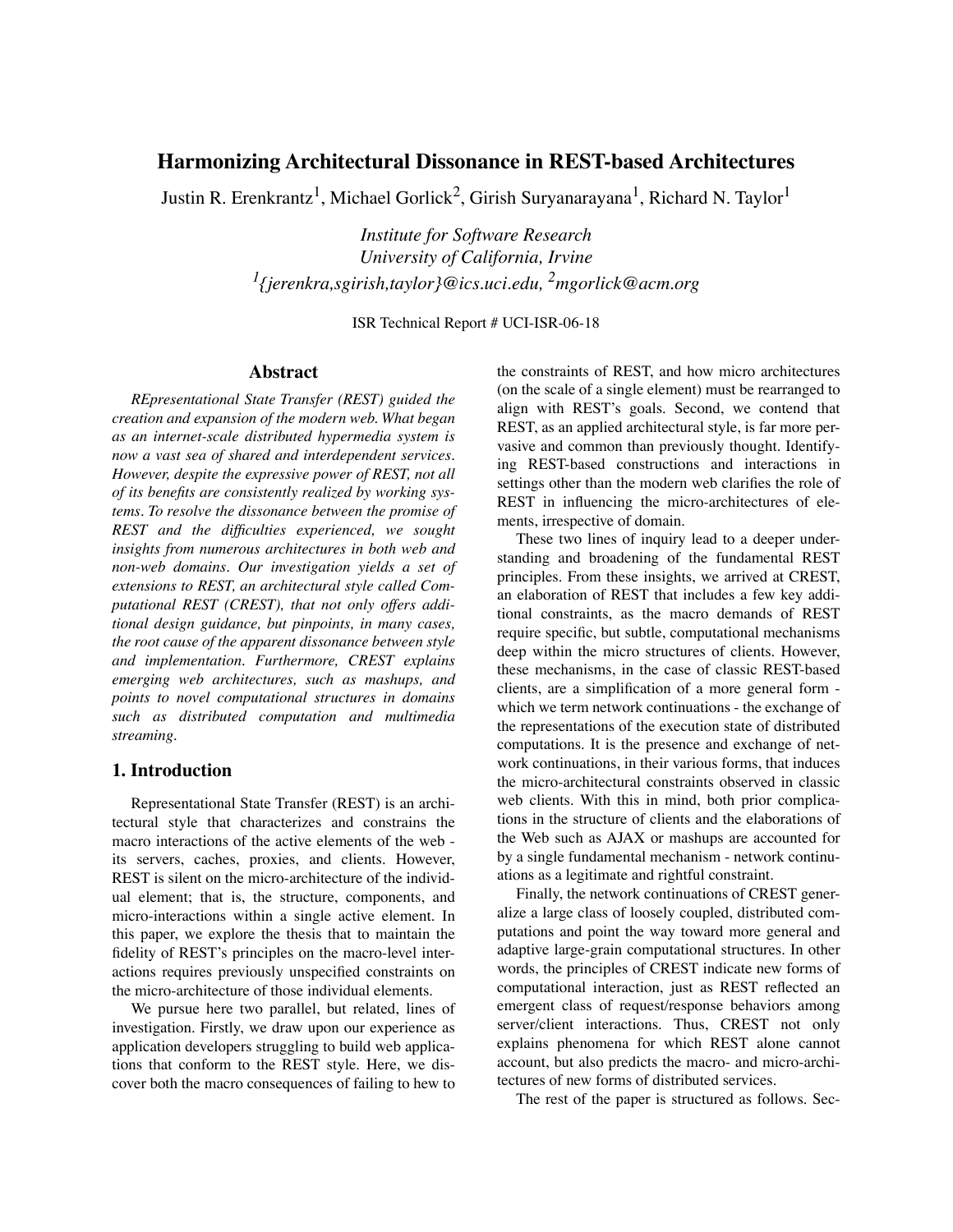# Harmonizing Architectural Dissonance in REST-based Architectures

Justin R. Erenkrantz[1], Michael Gorlick[2], Girish Suryanarayana[1], Richard N. Taylor[1]

*Institute for Software Research*
*University of California, Irvine*
*[1]{jerenkra,sgirish,taylor}@ics.uci.edu, [2]mgorlick@acm.org*

ISR Technical Report # UCI-ISR-06-18

## Abstract

*REpresentational State Transfer (REST) guided the creation and expansion of the modern web. What began as an internet-scale distributed hypermedia system is now a vast sea of shared and interdependent services. However, despite the expressive power of REST, not all of its benefits are consistently realized by working systems. To resolve the dissonance between the promise of REST and the difficulties experienced, we sought insights from numerous architectures in both web and non-web domains. Our investigation yields a set of extensions to REST, an architectural style called Computational REST (CREST), that not only offers additional design guidance, but pinpoints, in many cases, the root cause of the apparent dissonance between style and implementation. Furthermore, CREST explains emerging web architectures, such as mashups, and points to novel computational structures in domains such as distributed computation and multimedia streaming.*

## 1. Introduction

Representational State Transfer (REST) is an architectural style that characterizes and constrains the macro interactions of the active elements of the web - its servers, caches, proxies, and clients. However, REST is silent on the micro-architecture of the individual element; that is, the structure, components, and micro-interactions within a single active element. In this paper, we explore the thesis that to maintain the fidelity of REST's principles on the macro-level interactions requires previously unspecified constraints on the micro-architecture of those individual elements.

We pursue here two parallel, but related, lines of investigation. Firstly, we draw upon our experience as application developers struggling to build web applications that conform to the REST style. Here, we discover both the macro consequences of failing to hew to the constraints of REST, and how micro architectures (on the scale of a single element) must be rearranged to align with REST's goals. Second, we contend that REST, as an applied architectural style, is far more pervasive and common than previously thought. Identifying REST-based constructions and interactions in settings other than the modern web clarifies the role of REST in influencing the micro-architectures of elements, irrespective of domain.

These two lines of inquiry lead to a deeper understanding and broadening of the fundamental REST principles. From these insights, we arrived at CREST, an elaboration of REST that includes a few key additional constraints, as the macro demands of REST require specific, but subtle, computational mechanisms deep within the micro structures of clients. However, these mechanisms, in the case of classic REST-based clients, are a simplification of a more general form - which we term network continuations - the exchange of the representations of the execution state of distributed computations. It is the presence and exchange of network continuations, in their various forms, that induces the micro-architectural constraints observed in classic web clients. With this in mind, both prior complications in the structure of clients and the elaborations of the Web such as AJAX or mashups are accounted for by a single fundamental mechanism - network continuations as a legitimate and rightful constraint.

Finally, the network continuations of CREST generalize a large class of loosely coupled, distributed computations and point the way toward more general and adaptive large-grain computational structures. In other words, the principles of CREST indicate new forms of computational interaction, just as REST reflected an emergent class of request/response behaviors among server/client interactions. Thus, CREST not only explains phenomena for which REST alone cannot account, but also predicts the macro- and micro-architectures of new forms of distributed services.

The rest of the paper is structured as follows. Sec-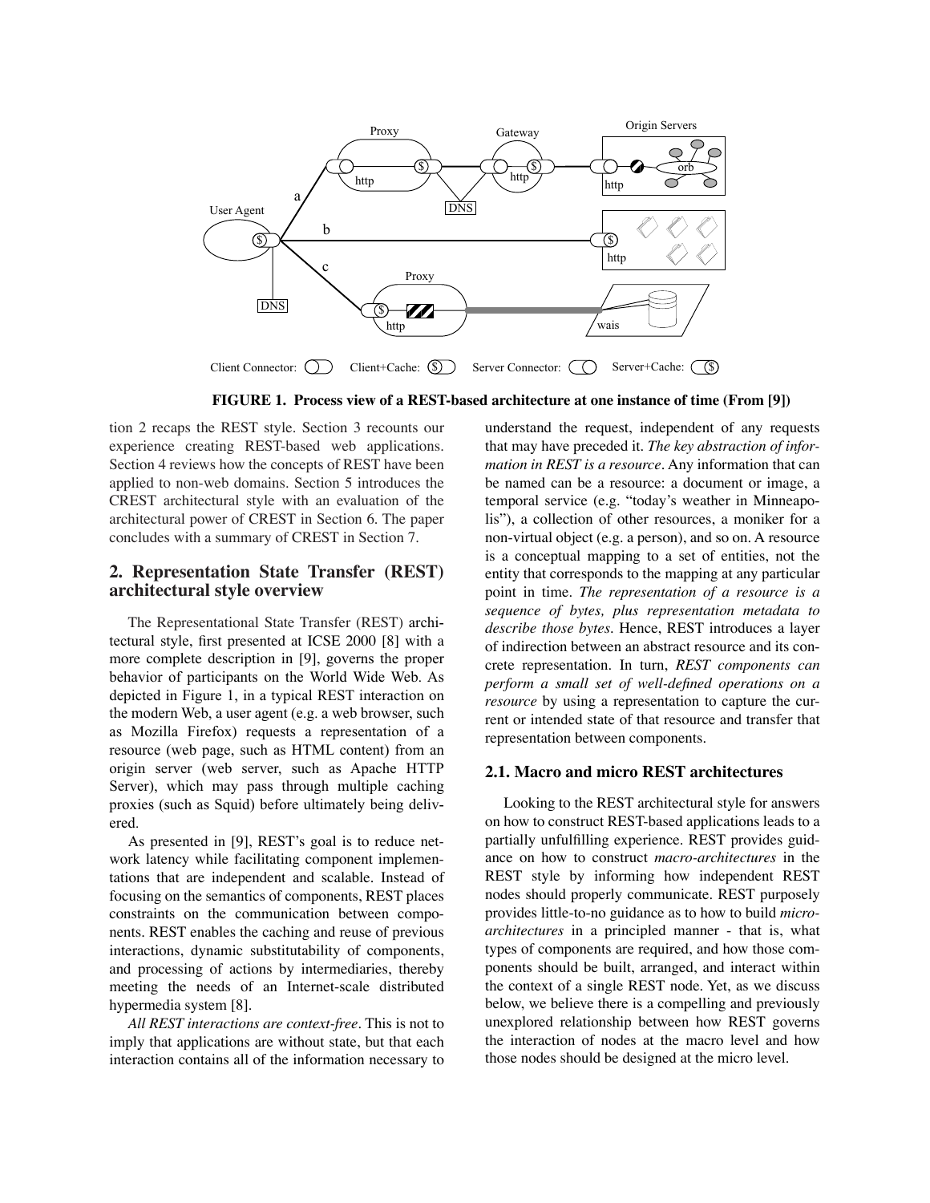**FIGURE 1. Process view of a REST-based architecture at one instance of time (From [9])**

tion 2 recaps the REST style. Section 3 recounts our experience creating REST-based web applications. Section 4 reviews how the concepts of REST have been applied to non-web domains. Section 5 introduces the CREST architectural style with an evaluation of the architectural power of CREST in Section 6. The paper concludes with a summary of CREST in Section 7.

## 2. Representation State Transfer (REST) architectural style overview

The Representational State Transfer (REST) architectural style, first presented at ICSE 2000 [8] with a more complete description in [9], governs the proper behavior of participants on the World Wide Web. As depicted in Figure 1, in a typical REST interaction on the modern Web, a user agent (e.g. a web browser, such as Mozilla Firefox) requests a representation of a resource (web page, such as HTML content) from an origin server (web server, such as Apache HTTP Server), which may pass through multiple caching proxies (such as Squid) before ultimately being delivered.

As presented in [9], REST's goal is to reduce network latency while facilitating component implementations that are independent and scalable. Instead of focusing on the semantics of components, REST places constraints on the communication between components. REST enables the caching and reuse of previous interactions, dynamic substitutability of components, and processing of actions by intermediaries, thereby meeting the needs of an Internet-scale distributed hypermedia system [8].

*All REST interactions are context-free*. This is not to imply that applications are without state, but that each interaction contains all of the information necessary to understand the request, independent of any requests that may have preceded it. *The key abstraction of information in REST is a resource*. Any information that can be named can be a resource: a document or image, a temporal service (e.g. "today's weather in Minneapolis"), a collection of other resources, a moniker for a non-virtual object (e.g. a person), and so on. A resource is a conceptual mapping to a set of entities, not the entity that corresponds to the mapping at any particular point in time. *The representation of a resource is a sequence of bytes, plus representation metadata to describe those bytes*. Hence, REST introduces a layer of indirection between an abstract resource and its concrete representation. In turn, *REST components can perform a small set of well-defined operations on a resource* by using a representation to capture the current or intended state of that resource and transfer that representation between components.

### 2.1. Macro and micro REST architectures

Looking to the REST architectural style for answers on how to construct REST-based applications leads to a partially unfulfilling experience. REST provides guidance on how to construct *macro-architectures* in the REST style by informing how independent REST nodes should properly communicate. REST purposely provides little-to-no guidance as to how to build *micro-architectures* in a principled manner - that is, what types of components are required, and how those components should be built, arranged, and interact within the context of a single REST node. Yet, as we discuss below, we believe there is a compelling and previously unexplored relationship between how REST governs the interaction of nodes at the macro level and how those nodes should be designed at the micro level.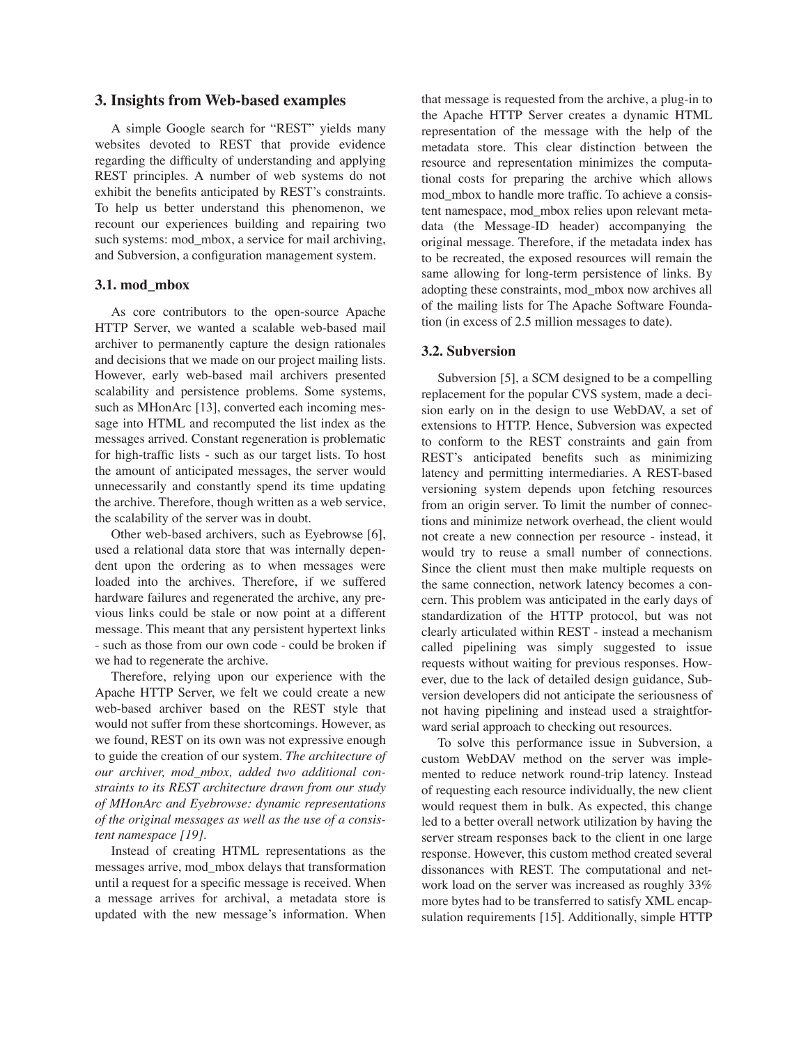## 3. Insights from Web-based examples

A simple Google search for "REST" yields many websites devoted to REST that provide evidence regarding the difficulty of understanding and applying REST principles. A number of web systems do not exhibit the benefits anticipated by REST's constraints. To help us better understand this phenomenon, we recount our experiences building and repairing two such systems: mod_mbox, a service for mail archiving, and Subversion, a configuration management system.

### 3.1. mod_mbox

As core contributors to the open-source Apache HTTP Server, we wanted a scalable web-based mail archiver to permanently capture the design rationales and decisions that we made on our project mailing lists. However, early web-based mail archivers presented scalability and persistence problems. Some systems, such as MHonArc [13], converted each incoming message into HTML and recomputed the list index as the messages arrived. Constant regeneration is problematic for high-traffic lists - such as our target lists. To host the amount of anticipated messages, the server would unnecessarily and constantly spend its time updating the archive. Therefore, though written as a web service, the scalability of the server was in doubt.

Other web-based archivers, such as Eyebrowse [6], used a relational data store that was internally dependent upon the ordering as to when messages were loaded into the archives. Therefore, if we suffered hardware failures and regenerated the archive, any previous links could be stale or now point at a different message. This meant that any persistent hypertext links - such as those from our own code - could be broken if we had to regenerate the archive.

Therefore, relying upon our experience with the Apache HTTP Server, we felt we could create a new web-based archiver based on the REST style that would not suffer from these shortcomings. However, as we found, REST on its own was not expressive enough to guide the creation of our system. *The architecture of our archiver, mod_mbox, added two additional constraints to its REST architecture drawn from our study of MHonArc and Eyebrowse: dynamic representations of the original messages as well as the use of a consistent namespace [19].*

Instead of creating HTML representations as the messages arrive, mod_mbox delays that transformation until a request for a specific message is received. When a message arrives for archival, a metadata store is updated with the new message's information. When that message is requested from the archive, a plug-in to the Apache HTTP Server creates a dynamic HTML representation of the message with the help of the metadata store. This clear distinction between the resource and representation minimizes the computational costs for preparing the archive which allows mod_mbox to handle more traffic. To achieve a consistent namespace, mod_mbox relies upon relevant metadata (the Message-ID header) accompanying the original message. Therefore, if the metadata index has to be recreated, the exposed resources will remain the same allowing for long-term persistence of links. By adopting these constraints, mod_mbox now archives all of the mailing lists for The Apache Software Foundation (in excess of 2.5 million messages to date).

### 3.2. Subversion

Subversion [5], a SCM designed to be a compelling replacement for the popular CVS system, made a decision early on in the design to use WebDAV, a set of extensions to HTTP. Hence, Subversion was expected to conform to the REST constraints and gain from REST's anticipated benefits such as minimizing latency and permitting intermediaries. A REST-based versioning system depends upon fetching resources from an origin server. To limit the number of connections and minimize network overhead, the client would not create a new connection per resource - instead, it would try to reuse a small number of connections. Since the client must then make multiple requests on the same connection, network latency becomes a concern. This problem was anticipated in the early days of standardization of the HTTP protocol, but was not clearly articulated within REST - instead a mechanism called pipelining was simply suggested to issue requests without waiting for previous responses. However, due to the lack of detailed design guidance, Subversion developers did not anticipate the seriousness of not having pipelining and instead used a straightforward serial approach to checking out resources.

To solve this performance issue in Subversion, a custom WebDAV method on the server was implemented to reduce network round-trip latency. Instead of requesting each resource individually, the new client would request them in bulk. As expected, this change led to a better overall network utilization by having the server stream responses back to the client in one large response. However, this custom method created several dissonances with REST. The computational and network load on the server was increased as roughly 33% more bytes had to be transferred to satisfy XML encapsulation requirements [15]. Additionally, simple HTTP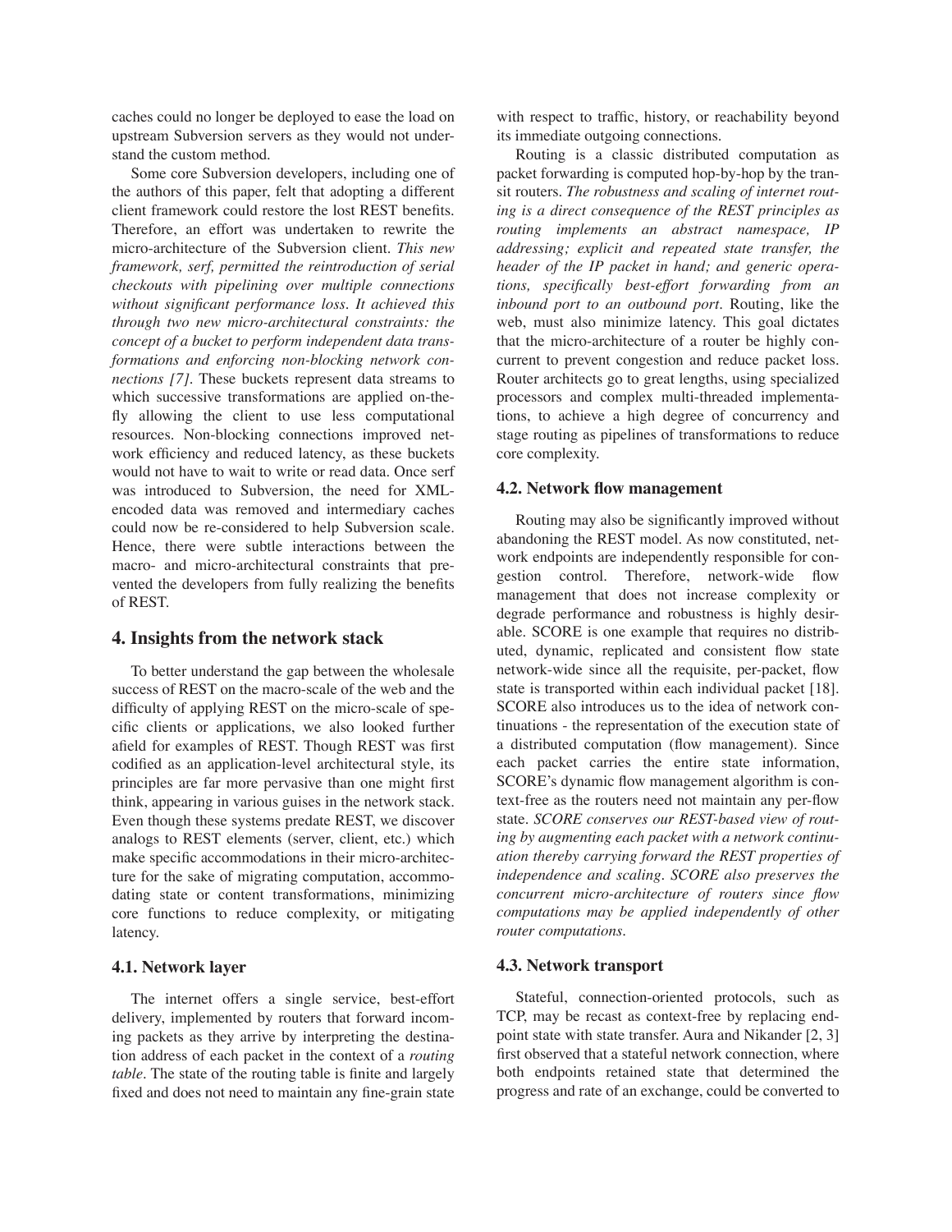caches could no longer be deployed to ease the load on upstream Subversion servers as they would not understand the custom method.

Some core Subversion developers, including one of the authors of this paper, felt that adopting a different client framework could restore the lost REST benefits. Therefore, an effort was undertaken to rewrite the micro-architecture of the Subversion client. *This new framework, serf, permitted the reintroduction of serial checkouts with pipelining over multiple connections without significant performance loss. It achieved this through two new micro-architectural constraints: the concept of a bucket to perform independent data transformations and enforcing non-blocking network connections [7].* These buckets represent data streams to which successive transformations are applied on-the-fly allowing the client to use less computational resources. Non-blocking connections improved network efficiency and reduced latency, as these buckets would not have to wait to write or read data. Once serf was introduced to Subversion, the need for XML-encoded data was removed and intermediary caches could now be re-considered to help Subversion scale. Hence, there were subtle interactions between the macro- and micro-architectural constraints that prevented the developers from fully realizing the benefits of REST.

## 4. Insights from the network stack

To better understand the gap between the wholesale success of REST on the macro-scale of the web and the difficulty of applying REST on the micro-scale of specific clients or applications, we also looked further afield for examples of REST. Though REST was first codified as an application-level architectural style, its principles are far more pervasive than one might first think, appearing in various guises in the network stack. Even though these systems predate REST, we discover analogs to REST elements (server, client, etc.) which make specific accommodations in their micro-architecture for the sake of migrating computation, accommodating state or content transformations, minimizing core functions to reduce complexity, or mitigating latency.

### 4.1. Network layer

The internet offers a single service, best-effort delivery, implemented by routers that forward incoming packets as they arrive by interpreting the destination address of each packet in the context of a *routing table*. The state of the routing table is finite and largely fixed and does not need to maintain any fine-grain state with respect to traffic, history, or reachability beyond its immediate outgoing connections.

Routing is a classic distributed computation as packet forwarding is computed hop-by-hop by the transit routers. *The robustness and scaling of internet routing is a direct consequence of the REST principles as routing implements an abstract namespace, IP addressing; explicit and repeated state transfer, the header of the IP packet in hand; and generic operations, specifically best-effort forwarding from an inbound port to an outbound port.* Routing, like the web, must also minimize latency. This goal dictates that the micro-architecture of a router be highly concurrent to prevent congestion and reduce packet loss. Router architects go to great lengths, using specialized processors and complex multi-threaded implementations, to achieve a high degree of concurrency and stage routing as pipelines of transformations to reduce core complexity.

### 4.2. Network flow management

Routing may also be significantly improved without abandoning the REST model. As now constituted, network endpoints are independently responsible for congestion control. Therefore, network-wide flow management that does not increase complexity or degrade performance and robustness is highly desirable. SCORE is one example that requires no distributed, dynamic, replicated and consistent flow state network-wide since all the requisite, per-packet, flow state is transported within each individual packet [18]. SCORE also introduces us to the idea of network continuations - the representation of the execution state of a distributed computation (flow management). Since each packet carries the entire state information, SCORE's dynamic flow management algorithm is context-free as the routers need not maintain any per-flow state. *SCORE conserves our REST-based view of routing by augmenting each packet with a network continuation thereby carrying forward the REST properties of independence and scaling. SCORE also preserves the concurrent micro-architecture of routers since flow computations may be applied independently of other router computations.*

### 4.3. Network transport

Stateful, connection-oriented protocols, such as TCP, may be recast as context-free by replacing endpoint state with state transfer. Aura and Nikander [2, 3] first observed that a stateful network connection, where both endpoints retained state that determined the progress and rate of an exchange, could be converted to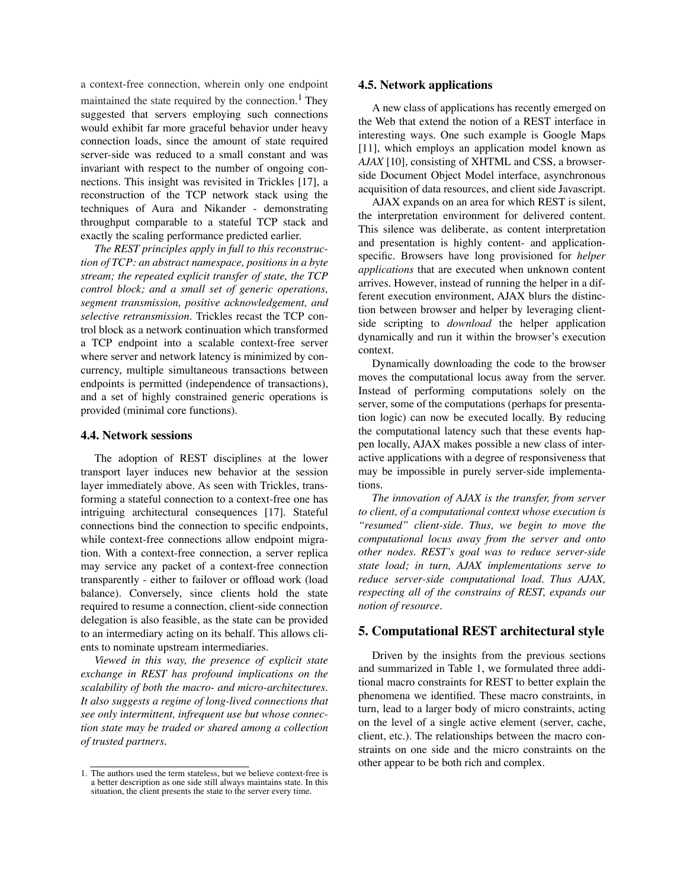a context-free connection, wherein only one endpoint maintained the state required by the connection.[1] They suggested that servers employing such connections would exhibit far more graceful behavior under heavy connection loads, since the amount of state required server-side was reduced to a small constant and was invariant with respect to the number of ongoing connections. This insight was revisited in Trickles [17], a reconstruction of the TCP network stack using the techniques of Aura and Nikander - demonstrating throughput comparable to a stateful TCP stack and exactly the scaling performance predicted earlier.

*The REST principles apply in full to this reconstruction of TCP: an abstract namespace, positions in a byte stream; the repeated explicit transfer of state, the TCP control block; and a small set of generic operations, segment transmission, positive acknowledgement, and selective retransmission.* Trickles recast the TCP control block as a network continuation which transformed a TCP endpoint into a scalable context-free server where server and network latency is minimized by concurrency, multiple simultaneous transactions between endpoints is permitted (independence of transactions), and a set of highly constrained generic operations is provided (minimal core functions).

### 4.4. Network sessions

The adoption of REST disciplines at the lower transport layer induces new behavior at the session layer immediately above. As seen with Trickles, transforming a stateful connection to a context-free one has intriguing architectural consequences [17]. Stateful connections bind the connection to specific endpoints, while context-free connections allow endpoint migration. With a context-free connection, a server replica may service any packet of a context-free connection transparently - either to failover or offload work (load balance). Conversely, since clients hold the state required to resume a connection, client-side connection delegation is also feasible, as the state can be provided to an intermediary acting on its behalf. This allows clients to nominate upstream intermediaries.

*Viewed in this way, the presence of explicit state exchange in REST has profound implications on the scalability of both the macro- and micro-architectures. It also suggests a regime of long-lived connections that see only intermittent, infrequent use but whose connection state may be traded or shared among a collection of trusted partners.*

[1] The authors used the term stateless, but we believe context-free is a better description as one side still always maintains state. In this situation, the client presents the state to the server every time.

### 4.5. Network applications

A new class of applications has recently emerged on the Web that extend the notion of a REST interface in interesting ways. One such example is Google Maps [11], which employs an application model known as *AJAX* [10], consisting of XHTML and CSS, a browser-side Document Object Model interface, asynchronous acquisition of data resources, and client side Javascript.

AJAX expands on an area for which REST is silent, the interpretation environment for delivered content. This silence was deliberate, as content interpretation and presentation is highly content- and application-specific. Browsers have long provisioned for *helper applications* that are executed when unknown content arrives. However, instead of running the helper in a different execution environment, AJAX blurs the distinction between browser and helper by leveraging client-side scripting to *download* the helper application dynamically and run it within the browser's execution context.

Dynamically downloading the code to the browser moves the computational locus away from the server. Instead of performing computations solely on the server, some of the computations (perhaps for presentation logic) can now be executed locally. By reducing the computational latency such that these events happen locally, AJAX makes possible a new class of interactive applications with a degree of responsiveness that may be impossible in purely server-side implementations.

*The innovation of AJAX is the transfer, from server to client, of a computational context whose execution is "resumed" client-side. Thus, we begin to move the computational locus away from the server and onto other nodes. REST's goal was to reduce server-side state load; in turn, AJAX implementations serve to reduce server-side computational load. Thus AJAX, respecting all of the constrains of REST, expands our notion of resource.*

## 5. Computational REST architectural style

Driven by the insights from the previous sections and summarized in Table 1, we formulated three additional macro constraints for REST to better explain the phenomena we identified. These macro constraints, in turn, lead to a larger body of micro constraints, acting on the level of a single active element (server, cache, client, etc.). The relationships between the macro constraints on one side and the micro constraints on the other appear to be both rich and complex.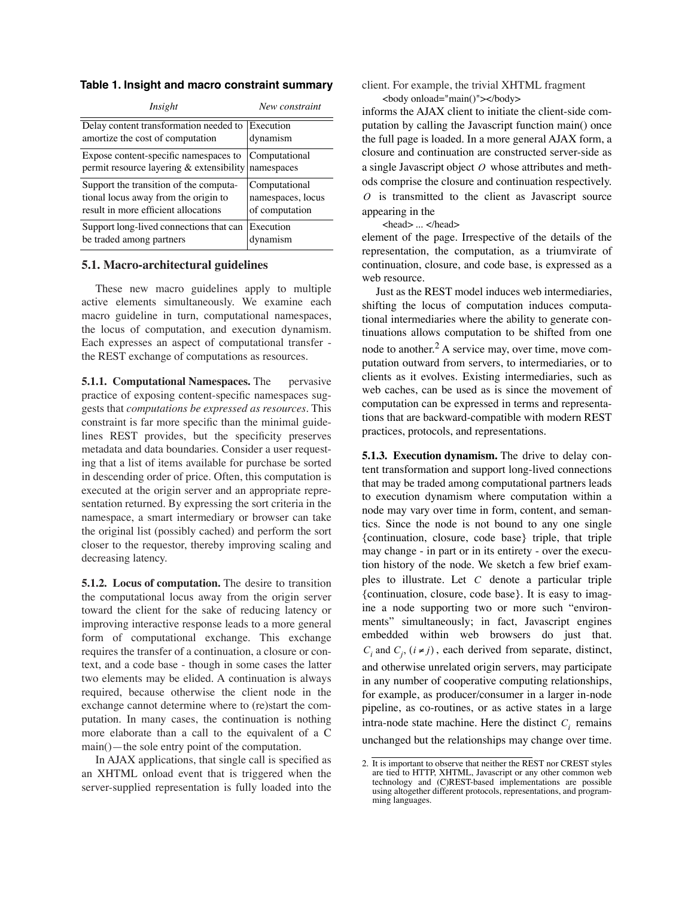**Table 1. Insight and macro constraint summary**

| *Insight* | *New constraint* |
|---|---|
| Delay content transformation needed to amortize the cost of computation | Execution dynamism |
| Expose content-specific namespaces to permit resource layering & extensibility | Computational namespaces |
| Support the transition of the computational locus away from the origin to result in more efficient allocations | Computational namespaces, locus of computation |
| Support long-lived connections that can be traded among partners | Execution dynamism |

### 5.1. Macro-architectural guidelines

These new macro guidelines apply to multiple active elements simultaneously. We examine each macro guideline in turn, computational namespaces, the locus of computation, and execution dynamism. Each expresses an aspect of computational transfer - the REST exchange of computations as resources.

**5.1.1. Computational Namespaces.** The pervasive practice of exposing content-specific namespaces suggests that *computations be expressed as resources*. This constraint is far more specific than the minimal guidelines REST provides, but the specificity preserves metadata and data boundaries. Consider a user requesting that a list of items available for purchase be sorted in descending order of price. Often, this computation is executed at the origin server and an appropriate representation returned. By expressing the sort criteria in the namespace, a smart intermediary or browser can take the original list (possibly cached) and perform the sort closer to the requestor, thereby improving scaling and decreasing latency.

**5.1.2. Locus of computation.** The desire to transition the computational locus away from the origin server toward the client for the sake of reducing latency or improving interactive response leads to a more general form of computational exchange. This exchange requires the transfer of a continuation, a closure or context, and a code base - though in some cases the latter two elements may be elided. A continuation is always required, because otherwise the client node in the exchange cannot determine where to (re)start the computation. In many cases, the continuation is nothing more elaborate than a call to the equivalent of a C main()—the sole entry point of the computation.

In AJAX applications, that single call is specified as an XHTML onload event that is triggered when the server-supplied representation is fully loaded into the client. For example, the trivial XHTML fragment

```
<body onload="main()"></body>
```

informs the AJAX client to initiate the client-side computation by calling the Javascript function main() once the full page is loaded. In a more general AJAX form, a closure and continuation are constructed server-side as a single Javascript object $O$ whose attributes and methods comprise the closure and continuation respectively. $O$ is transmitted to the client as Javascript source appearing in the

```
<head> ... </head>
```

element of the page. Irrespective of the details of the representation, the computation, as a triumvirate of continuation, closure, and code base, is expressed as a web resource.

Just as the REST model induces web intermediaries, shifting the locus of computation induces computational intermediaries where the ability to generate continuations allows computation to be shifted from one node to another.[2] A service may, over time, move computation outward from servers, to intermediaries, or to clients as it evolves. Existing intermediaries, such as web caches, can be used as is since the movement of computation can be expressed in terms and representations that are backward-compatible with modern REST practices, protocols, and representations.

**5.1.3. Execution dynamism.** The drive to delay content transformation and support long-lived connections that may be traded among computational partners leads to execution dynamism where computation within a node may vary over time in form, content, and semantics. Since the node is not bound to any one single {continuation, closure, code base} triple, that triple may change - in part or in its entirety - over the execution history of the node. We sketch a few brief examples to illustrate. Let $C$ denote a particular triple {continuation, closure, code base}. It is easy to imagine a node supporting two or more such "environments" simultaneously; in fact, Javascript engines embedded within web browsers do just that. $C_i$ and $C_j$, $(i \neq j)$, each derived from separate, distinct, and otherwise unrelated origin servers, may participate in any number of cooperative computing relationships, for example, as producer/consumer in a larger in-node pipeline, as co-routines, or as active states in a large intra-node state machine. Here the distinct $C_i$ remains unchanged but the relationships may change over time.

2. It is important to observe that neither the REST nor CREST styles are tied to HTTP, XHTML, Javascript or any other common web technology and (C)REST-based implementations are possible using altogether different protocols, representations, and programming languages.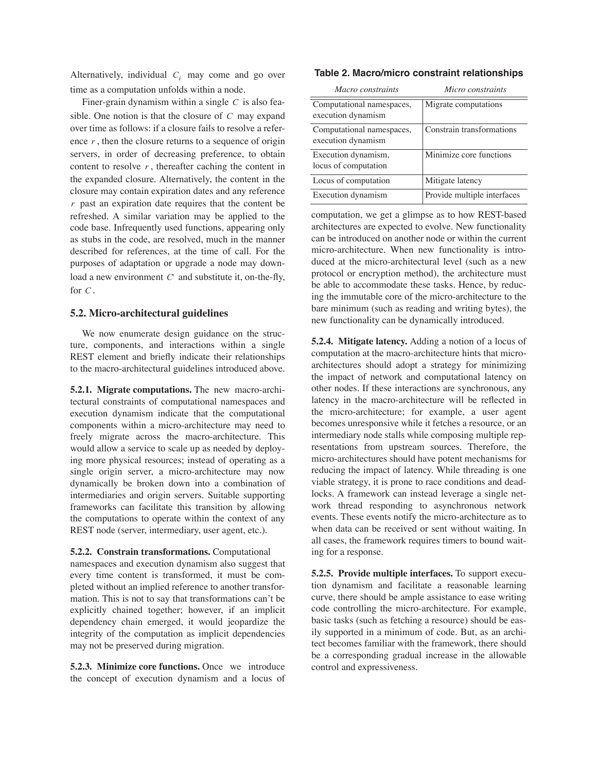Alternatively, individual $C_i$ may come and go over time as a computation unfolds within a node.

Finer-grain dynamism within a single $C$ is also feasible. One notion is that the closure of $C$ may expand over time as follows: if a closure fails to resolve a reference $r$, then the closure returns to a sequence of origin servers, in order of decreasing preference, to obtain content to resolve $r$, thereafter caching the content in the expanded closure. Alternatively, the content in the closure may contain expiration dates and any reference $r$ past an expiration date requires that the content be refreshed. A similar variation may be applied to the code base. Infrequently used functions, appearing only as stubs in the code, are resolved, much in the manner described for references, at the time of call. For the purposes of adaptation or upgrade a node may download a new environment $C'$ and substitute it, on-the-fly, for $C$.

### 5.2. Micro-architectural guidelines

We now enumerate design guidance on the structure, components, and interactions within a single REST element and briefly indicate their relationships to the macro-architectural guidelines introduced above.

**5.2.1. Migrate computations.** The new macro-architectural constraints of computational namespaces and execution dynamism indicate that the computational components within a micro-architecture may need to freely migrate across the macro-architecture. This would allow a service to scale up as needed by deploying more physical resources; instead of operating as a single origin server, a micro-architecture may now dynamically be broken down into a combination of intermediaries and origin servers. Suitable supporting frameworks can facilitate this transition by allowing the computations to operate within the context of any REST node (server, intermediary, user agent, etc.).

**5.2.2. Constrain transformations.** Computational namespaces and execution dynamism also suggest that every time content is transformed, it must be completed without an implied reference to another transformation. This is not to say that transformations can't be explicitly chained together; however, if an implicit dependency chain emerged, it would jeopardize the integrity of the computation as implicit dependencies may not be preserved during migration.

**5.2.3. Minimize core functions.** Once we introduce the concept of execution dynamism and a locus of computation, we get a glimpse as to how REST-based architectures are expected to evolve. New functionality can be introduced on another node or within the current micro-architecture. When new functionality is introduced at the micro-architectural level (such as a new protocol or encryption method), the architecture must be able to accommodate these tasks. Hence, by reducing the immutable core of the micro-architecture to the bare minimum (such as reading and writing bytes), the new functionality can be dynamically introduced.

**Table 2. Macro/micro constraint relationships**

| *Macro constraints* | *Micro constraints* |
|---|---|
| Computational namespaces, execution dynamism | Migrate computations |
| Computational namespaces, execution dynamism | Constrain transformations |
| Execution dynamism, locus of computation | Minimize core functions |
| Locus of computation | Mitigate latency |
| Execution dynamism | Provide multiple interfaces |

**5.2.4. Mitigate latency.** Adding a notion of a locus of computation at the macro-architecture hints that micro-architectures should adopt a strategy for minimizing the impact of network and computational latency on other nodes. If these interactions are synchronous, any latency in the macro-architecture will be reflected in the micro-architecture; for example, a user agent becomes unresponsive while it fetches a resource, or an intermediary node stalls while composing multiple representations from upstream sources. Therefore, the micro-architectures should have potent mechanisms for reducing the impact of latency. While threading is one viable strategy, it is prone to race conditions and deadlocks. A framework can instead leverage a single network thread responding to asynchronous network events. These events notify the micro-architecture as to when data can be received or sent without waiting. In all cases, the framework requires timers to bound waiting for a response.

**5.2.5. Provide multiple interfaces.** To support execution dynamism and facilitate a reasonable learning curve, there should be ample assistance to ease writing code controlling the micro-architecture. For example, basic tasks (such as fetching a resource) should be easily supported in a minimum of code. But, as an architect becomes familiar with the framework, there should be a corresponding gradual increase in the allowable control and expressiveness.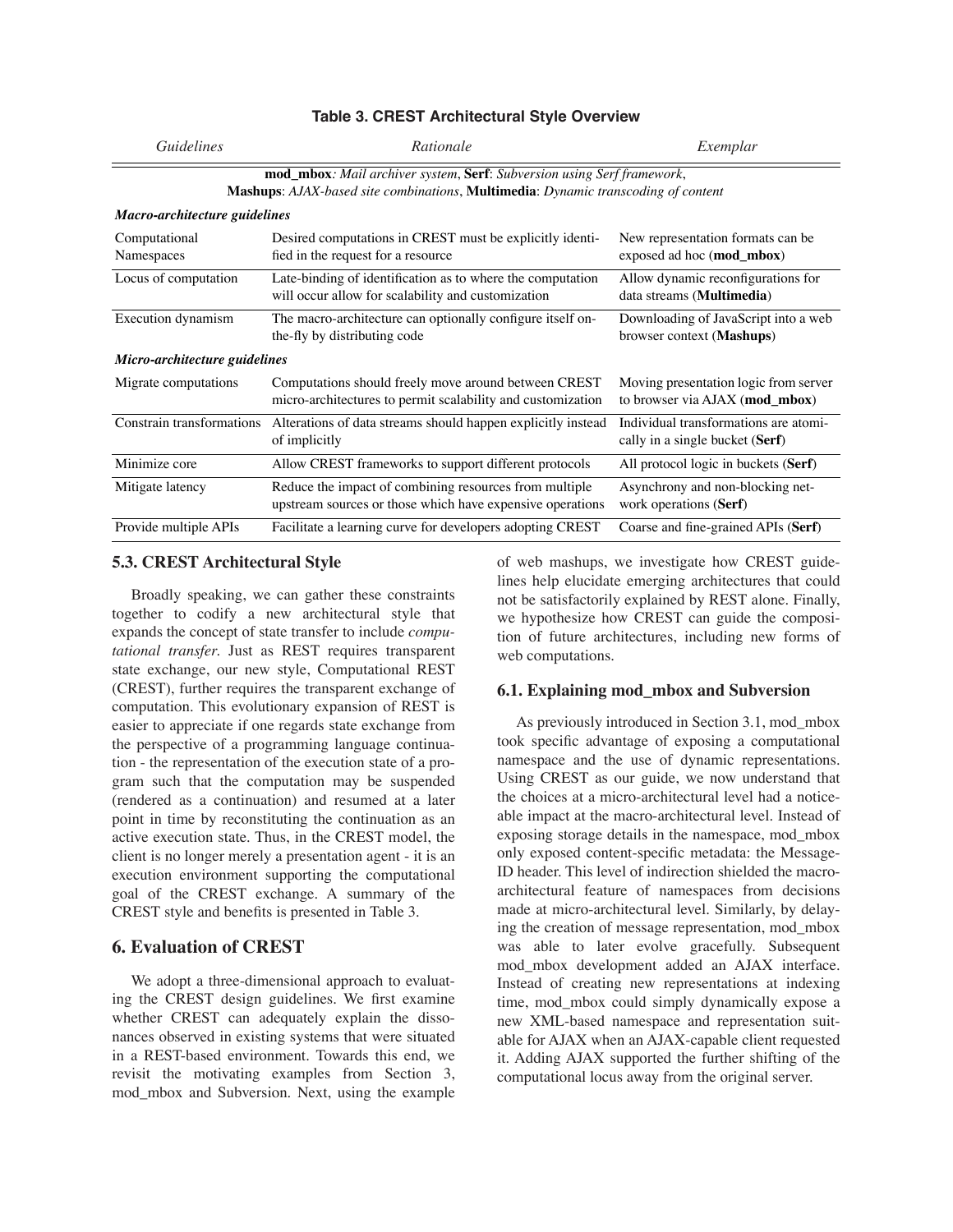**Table 3. CREST Architectural Style Overview**

| *Guidelines* | *Rationale* | *Exemplar* |
|---|---|---|
| **mod_mbox**: *Mail archiver system*, **Serf**: *Subversion using Serf framework*, **Mashups**: *AJAX-based site combinations*, **Multimedia**: *Dynamic transcoding of content* | | |
| ***Macro-architecture guidelines*** | | |
| Computational Namespaces | Desired computations in CREST must be explicitly identified in the request for a resource | New representation formats can be exposed ad hoc (**mod_mbox**) |
| Locus of computation | Late-binding of identification as to where the computation will occur allow for scalability and customization | Allow dynamic reconfigurations for data streams (**Multimedia**) |
| Execution dynamism | The macro-architecture can optionally configure itself on-the-fly by distributing code | Downloading of JavaScript into a web browser context (**Mashups**) |
| ***Micro-architecture guidelines*** | | |
| Migrate computations | Computations should freely move around between CREST micro-architectures to permit scalability and customization | Moving presentation logic from server to browser via AJAX (**mod_mbox**) |
| Constrain transformations | Alterations of data streams should happen explicitly instead of implicitly | Individual transformations are atomically in a single bucket (**Serf**) |
| Minimize core | Allow CREST frameworks to support different protocols | All protocol logic in buckets (**Serf**) |
| Mitigate latency | Reduce the impact of combining resources from multiple upstream sources or those which have expensive operations | Asynchrony and non-blocking network operations (**Serf**) |
| Provide multiple APIs | Facilitate a learning curve for developers adopting CREST | Coarse and fine-grained APIs (**Serf**) |

### 5.3. CREST Architectural Style

Broadly speaking, we can gather these constraints together to codify a new architectural style that expands the concept of state transfer to include *computational transfer*. Just as REST requires transparent state exchange, our new style, Computational REST (CREST), further requires the transparent exchange of computation. This evolutionary expansion of REST is easier to appreciate if one regards state exchange from the perspective of a programming language continuation - the representation of the execution state of a program such that the computation may be suspended (rendered as a continuation) and resumed at a later point in time by reconstituting the continuation as an active execution state. Thus, in the CREST model, the client is no longer merely a presentation agent - it is an execution environment supporting the computational goal of the CREST exchange. A summary of the CREST style and benefits is presented in Table 3.

## 6. Evaluation of CREST

We adopt a three-dimensional approach to evaluating the CREST design guidelines. We first examine whether CREST can adequately explain the dissonances observed in existing systems that were situated in a REST-based environment. Towards this end, we revisit the motivating examples from Section 3, mod_mbox and Subversion. Next, using the example of web mashups, we investigate how CREST guidelines help elucidate emerging architectures that could not be satisfactorily explained by REST alone. Finally, we hypothesize how CREST can guide the composition of future architectures, including new forms of web computations.

### 6.1. Explaining mod_mbox and Subversion

As previously introduced in Section 3.1, mod_mbox took specific advantage of exposing a computational namespace and the use of dynamic representations. Using CREST as our guide, we now understand that the choices at a micro-architectural level had a noticeable impact at the macro-architectural level. Instead of exposing storage details in the namespace, mod_mbox only exposed content-specific metadata: the Message-ID header. This level of indirection shielded the macro-architectural feature of namespaces from decisions made at micro-architectural level. Similarly, by delaying the creation of message representation, mod_mbox was able to later evolve gracefully. Subsequent mod_mbox development added an AJAX interface. Instead of creating new representations at indexing time, mod_mbox could simply dynamically expose a new XML-based namespace and representation suitable for AJAX when an AJAX-capable client requested it. Adding AJAX supported the further shifting of the computational locus away from the original server.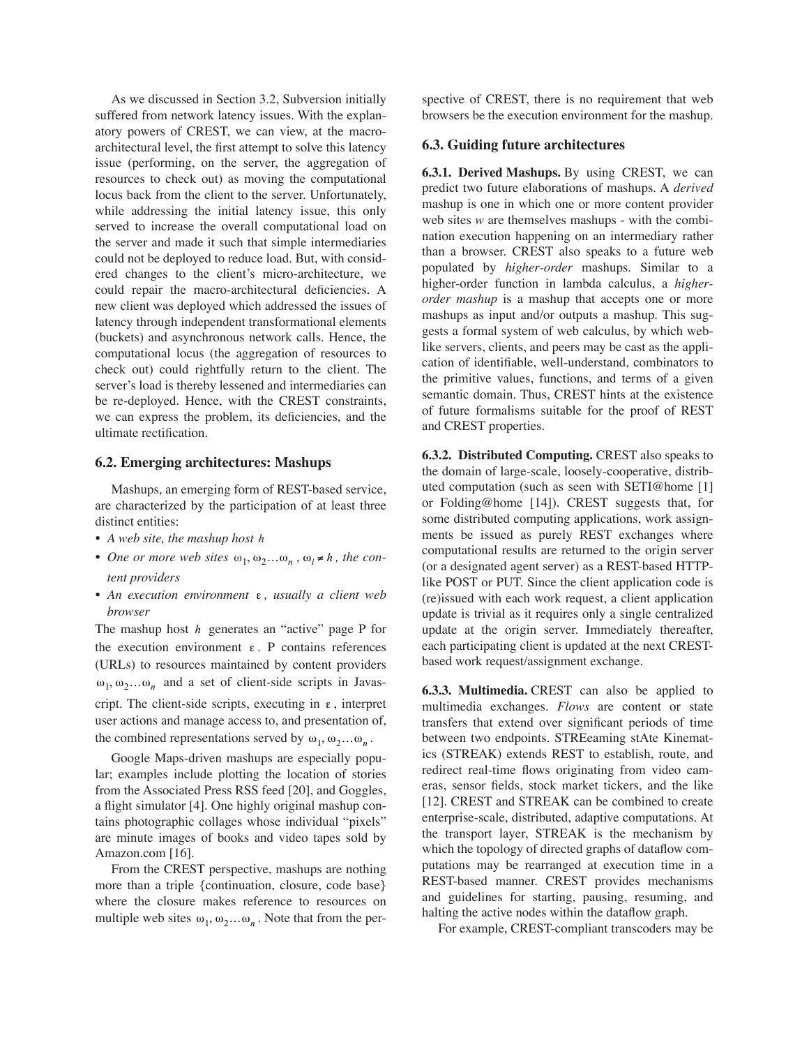As we discussed in Section 3.2, Subversion initially suffered from network latency issues. With the explanatory powers of CREST, we can view, at the macro-architectural level, the first attempt to solve this latency issue (performing, on the server, the aggregation of resources to check out) as moving the computational locus back from the client to the server. Unfortunately, while addressing the initial latency issue, this only served to increase the overall computational load on the server and made it such that simple intermediaries could not be deployed to reduce load. But, with considered changes to the client's micro-architecture, we could repair the macro-architectural deficiencies. A new client was deployed which addressed the issues of latency through independent transformational elements (buckets) and asynchronous network calls. Hence, the computational locus (the aggregation of resources to check out) could rightfully return to the client. The server's load is thereby lessened and intermediaries can be re-deployed. Hence, with the CREST constraints, we can express the problem, its deficiencies, and the ultimate rectification.

### 6.2. Emerging architectures: Mashups

Mashups, an emerging form of REST-based service, are characterized by the participation of at least three distinct entities:

- *A web site, the mashup host* $h$
- *One or more web sites* $\omega_1, \omega_2 \ldots \omega_n$, $\omega_i \neq h$*, the content providers*
- *An execution environment* $\varepsilon$*, usually a client web browser*

The mashup host $h$ generates an "active" page P for the execution environment $\varepsilon$. P contains references (URLs) to resources maintained by content providers $\omega_1, \omega_2 \ldots \omega_n$ and a set of client-side scripts in Javascript. The client-side scripts, executing in $\varepsilon$, interpret user actions and manage access to, and presentation of, the combined representations served by $\omega_1, \omega_2 \ldots \omega_n$.

Google Maps-driven mashups are especially popular; examples include plotting the location of stories from the Associated Press RSS feed [20], and Goggles, a flight simulator [4]. One highly original mashup contains photographic collages whose individual "pixels" are minute images of books and video tapes sold by Amazon.com [16].

From the CREST perspective, mashups are nothing more than a triple {continuation, closure, code base} where the closure makes reference to resources on multiple web sites $\omega_1, \omega_2 \ldots \omega_n$. Note that from the perspective of CREST, there is no requirement that web browsers be the execution environment for the mashup.

### 6.3. Guiding future architectures

**6.3.1. Derived Mashups.** By using CREST, we can predict two future elaborations of mashups. A *derived* mashup is one in which one or more content provider web sites *w* are themselves mashups - with the combination execution happening on an intermediary rather than a browser. CREST also speaks to a future web populated by *higher-order* mashups. Similar to a higher-order function in lambda calculus, a *higher-order mashup* is a mashup that accepts one or more mashups as input and/or outputs a mashup. This suggests a formal system of web calculus, by which web-like servers, clients, and peers may be cast as the application of identifiable, well-understand, combinators to the primitive values, functions, and terms of a given semantic domain. Thus, CREST hints at the existence of future formalisms suitable for the proof of REST and CREST properties.

**6.3.2. Distributed Computing.** CREST also speaks to the domain of large-scale, loosely-cooperative, distributed computation (such as seen with SETI@home [1] or Folding@home [14]). CREST suggests that, for some distributed computing applications, work assignments be issued as purely REST exchanges where computational results are returned to the origin server (or a designated agent server) as a REST-based HTTP-like POST or PUT. Since the client application code is (re)issued with each work request, a client application update is trivial as it requires only a single centralized update at the origin server. Immediately thereafter, each participating client is updated at the next CREST-based work request/assignment exchange.

**6.3.3. Multimedia.** CREST can also be applied to multimedia exchanges. *Flows* are content or state transfers that extend over significant periods of time between two endpoints. STREeaming stAte Kinematics (STREAK) extends REST to establish, route, and redirect real-time flows originating from video cameras, sensor fields, stock market tickers, and the like [12]. CREST and STREAK can be combined to create enterprise-scale, distributed, adaptive computations. At the transport layer, STREAK is the mechanism by which the topology of directed graphs of dataflow computations may be rearranged at execution time in a REST-based manner. CREST provides mechanisms and guidelines for starting, pausing, resuming, and halting the active nodes within the dataflow graph.

For example, CREST-compliant transcoders may be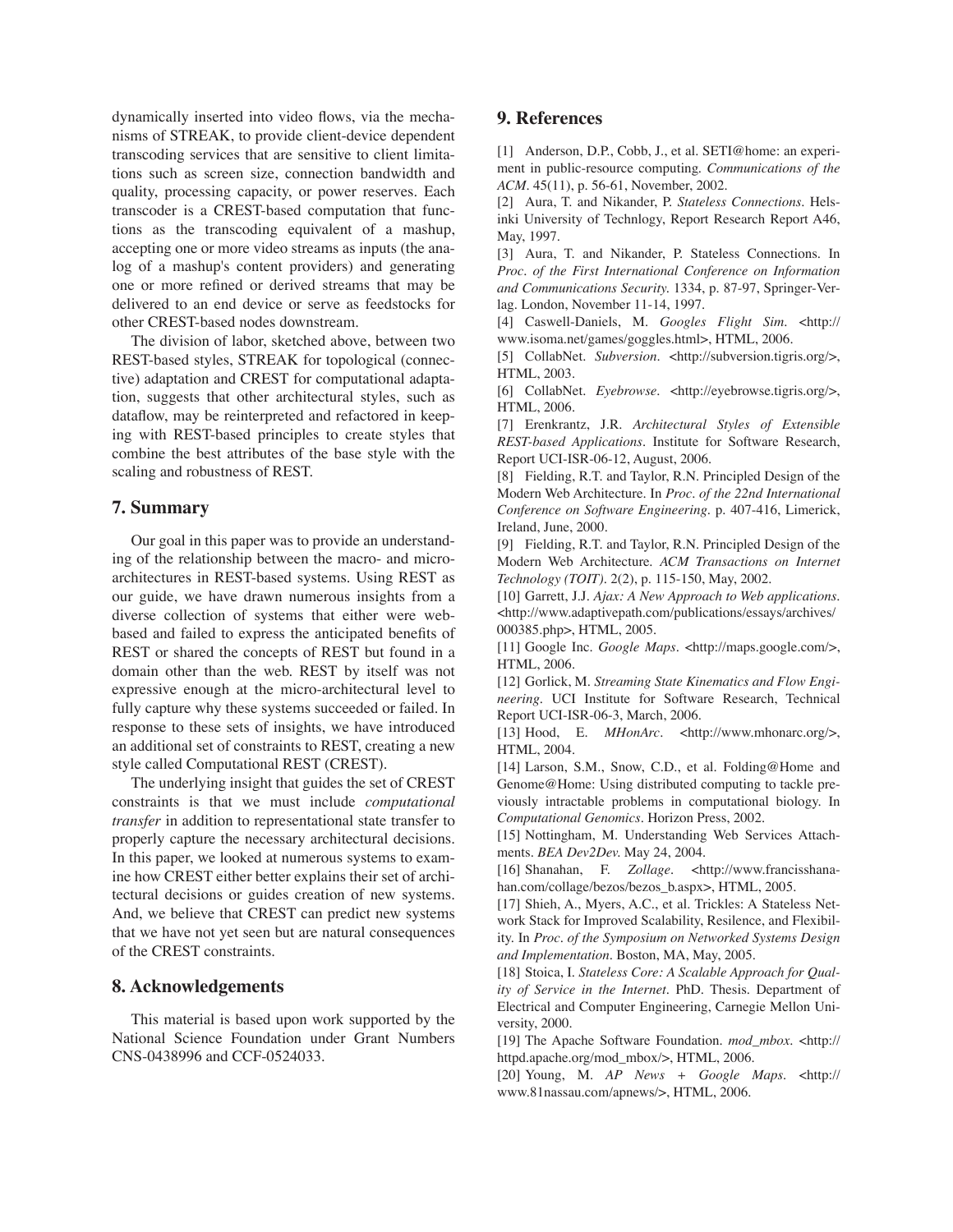dynamically inserted into video flows, via the mechanisms of STREAK, to provide client-device dependent transcoding services that are sensitive to client limitations such as screen size, connection bandwidth and quality, processing capacity, or power reserves. Each transcoder is a CREST-based computation that functions as the transcoding equivalent of a mashup, accepting one or more video streams as inputs (the analog of a mashup's content providers) and generating one or more refined or derived streams that may be delivered to an end device or serve as feedstocks for other CREST-based nodes downstream.

The division of labor, sketched above, between two REST-based styles, STREAK for topological (connective) adaptation and CREST for computational adaptation, suggests that other architectural styles, such as dataflow, may be reinterpreted and refactored in keeping with REST-based principles to create styles that combine the best attributes of the base style with the scaling and robustness of REST.

## 7. Summary

Our goal in this paper was to provide an understanding of the relationship between the macro- and micro-architectures in REST-based systems. Using REST as our guide, we have drawn numerous insights from a diverse collection of systems that either were web-based and failed to express the anticipated benefits of REST or shared the concepts of REST but found in a domain other than the web. REST by itself was not expressive enough at the micro-architectural level to fully capture why these systems succeeded or failed. In response to these sets of insights, we have introduced an additional set of constraints to REST, creating a new style called Computational REST (CREST).

The underlying insight that guides the set of CREST constraints is that we must include *computational transfer* in addition to representational state transfer to properly capture the necessary architectural decisions. In this paper, we looked at numerous systems to examine how CREST either better explains their set of architectural decisions or guides creation of new systems. And, we believe that CREST can predict new systems that we have not yet seen but are natural consequences of the CREST constraints.

## 8. Acknowledgements

This material is based upon work supported by the National Science Foundation under Grant Numbers CNS-0438996 and CCF-0524033.

## 9. References

[1] Anderson, D.P., Cobb, J., et al. SETI@home: an experiment in public-resource computing. *Communications of the ACM*. 45(11), p. 56-61, November, 2002.

[2] Aura, T. and Nikander, P. *Stateless Connections*. Helsinki University of Technlogy, Report Research Report A46, May, 1997.

[3] Aura, T. and Nikander, P. Stateless Connections. In *Proc. of the First International Conference on Information and Communications Security.* 1334, p. 87-97, Springer-Verlag. London, November 11-14, 1997.

[4] Caswell-Daniels, M. *Googles Flight Sim*. <http://www.isoma.net/games/goggles.html>, HTML, 2006.

[5] CollabNet. *Subversion*. <http://subversion.tigris.org/>, HTML, 2003.

[6] CollabNet. *Eyebrowse*. <http://eyebrowse.tigris.org/>, HTML, 2006.

[7] Erenkrantz, J.R. *Architectural Styles of Extensible REST-based Applications*. Institute for Software Research, Report UCI-ISR-06-12, August, 2006.

[8] Fielding, R.T. and Taylor, R.N. Principled Design of the Modern Web Architecture. In *Proc. of the 22nd International Conference on Software Engineering*. p. 407-416, Limerick, Ireland, June, 2000.

[9] Fielding, R.T. and Taylor, R.N. Principled Design of the Modern Web Architecture. *ACM Transactions on Internet Technology (TOIT)*. 2(2), p. 115-150, May, 2002.

[10] Garrett, J.J. *Ajax: A New Approach to Web applications*. <http://www.adaptivepath.com/publications/essays/archives/000385.php>, HTML, 2005.

[11] Google Inc. *Google Maps*. <http://maps.google.com/>, HTML, 2006.

[12] Gorlick, M. *Streaming State Kinematics and Flow Engineering*. UCI Institute for Software Research, Technical Report UCI-ISR-06-3, March, 2006.

[13] Hood, E. *MHonArc*. <http://www.mhonarc.org/>, HTML, 2004.

[14] Larson, S.M., Snow, C.D., et al. Folding@Home and Genome@Home: Using distributed computing to tackle previously intractable problems in computational biology. In *Computational Genomics*. Horizon Press, 2002.

[15] Nottingham, M. Understanding Web Services Attachments. *BEA Dev2Dev.* May 24, 2004.

[16] Shanahan, F. *Zollage*. <http://www.francisshanahan.com/collage/bezos/bezos_b.aspx>, HTML, 2005.

[17] Shieh, A., Myers, A.C., et al. Trickles: A Stateless Network Stack for Improved Scalability, Resilence, and Flexibility. In *Proc. of the Symposium on Networked Systems Design and Implementation*. Boston, MA, May, 2005.

[18] Stoica, I. *Stateless Core: A Scalable Approach for Quality of Service in the Internet*. PhD. Thesis. Department of Electrical and Computer Engineering, Carnegie Mellon University, 2000.

[19] The Apache Software Foundation. *mod_mbox*. <http://httpd.apache.org/mod_mbox/>, HTML, 2006.

[20] Young, M. *AP News + Google Maps*. <http://www.81nassau.com/apnews/>, HTML, 2006.